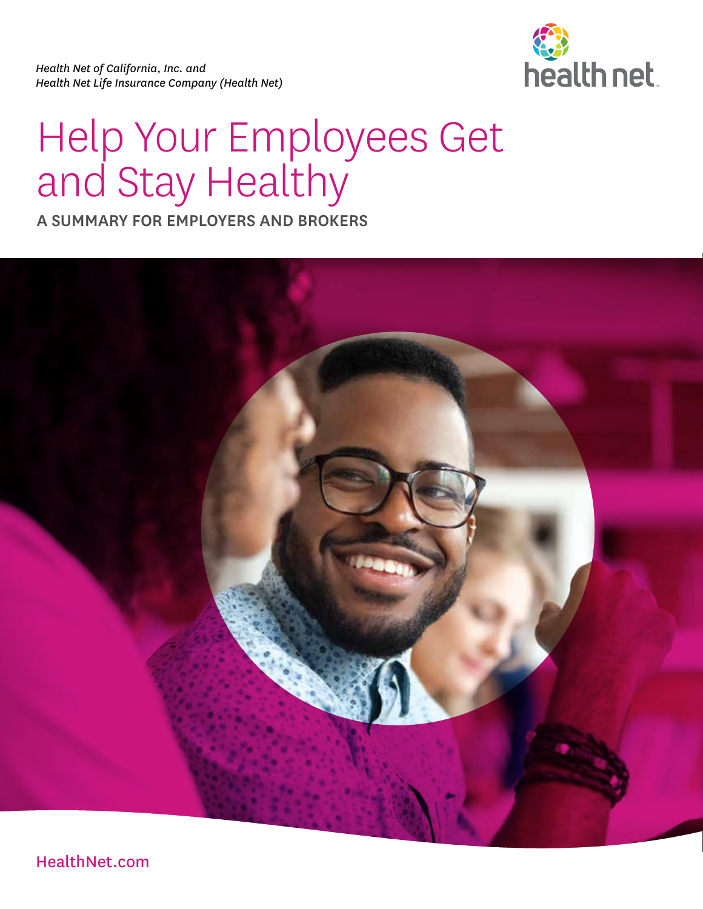*Health Net of California, Inc. and*
*Health Net Life Insurance Company (Health Net)*

health net

# Help Your Employees Get and Stay Healthy

## A SUMMARY FOR EMPLOYERS AND BROKERS

HealthNet.com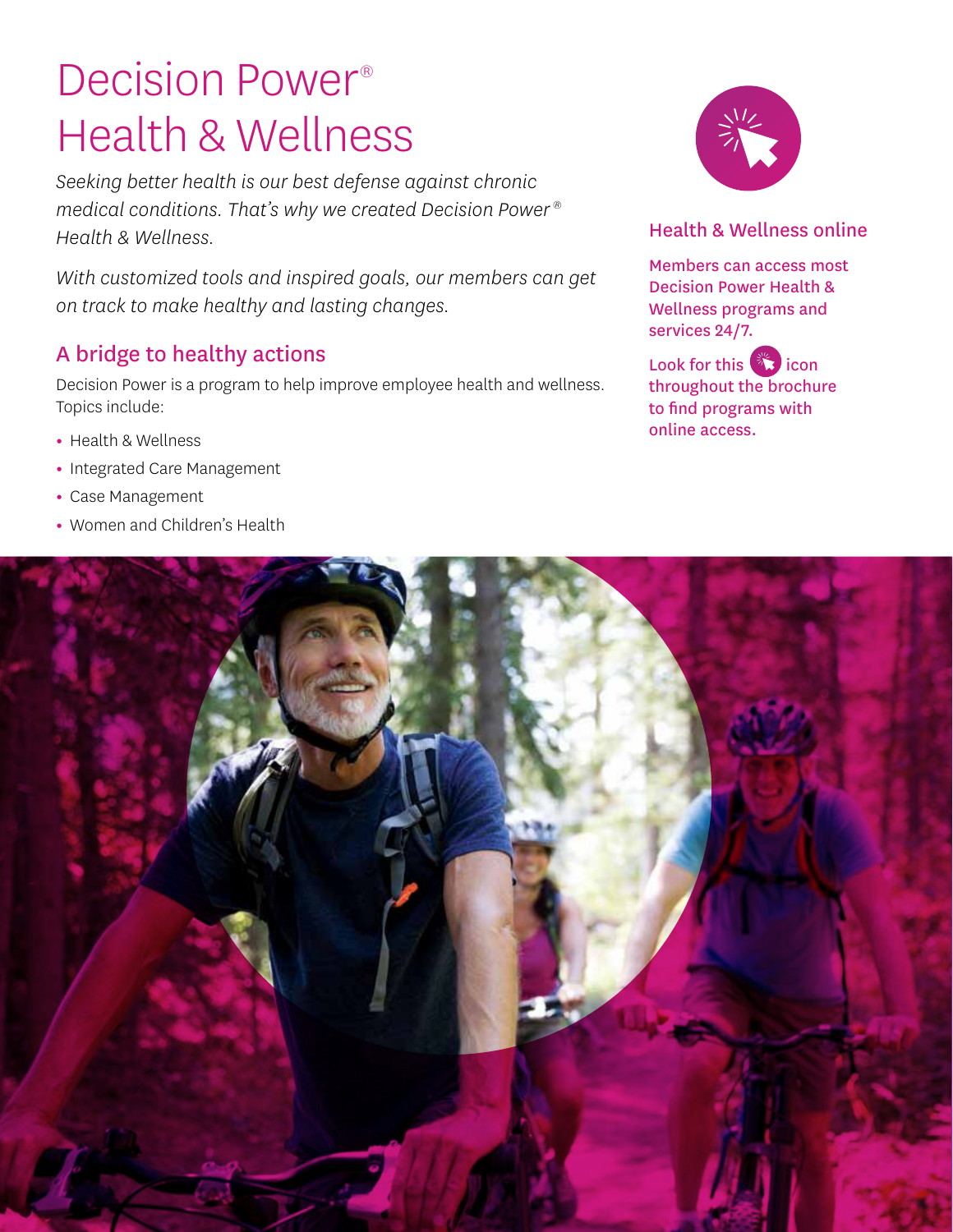# Decision Power® Health & Wellness

*Seeking better health is our best defense against chronic medical conditions. That's why we created Decision Power® Health & Wellness.*

*With customized tools and inspired goals, our members can get on track to make healthy and lasting changes.*

## A bridge to healthy actions

Decision Power is a program to help improve employee health and wellness. Topics include:

- Health & Wellness
- Integrated Care Management
- Case Management
- Women and Children's Health

### Health & Wellness online

Members can access most Decision Power Health & Wellness programs and services 24/7.

Look for this icon throughout the brochure to find programs with online access.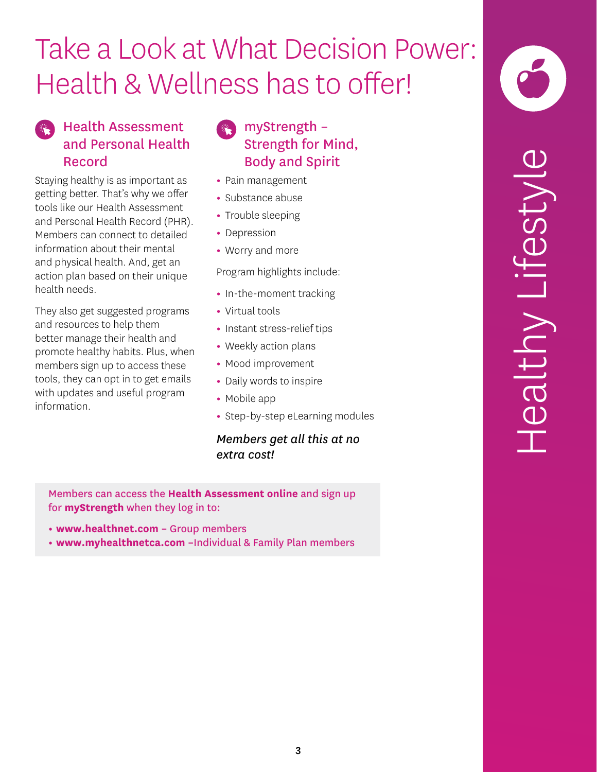# Take a Look at What Decision Power: Health & Wellness has to offer!

## Health Assessment and Personal Health Record

Staying healthy is as important as getting better. That's why we offer tools like our Health Assessment and Personal Health Record (PHR). Members can connect to detailed information about their mental and physical health. And, get an action plan based on their unique health needs.

They also get suggested programs and resources to help them better manage their health and promote healthy habits. Plus, when members sign up to access these tools, they can opt in to get emails with updates and useful program information.

## myStrength – Strength for Mind, Body and Spirit

- Pain management
- Substance abuse
- Trouble sleeping
- Depression
- Worry and more

Program highlights include:

- In-the-moment tracking
- Virtual tools
- Instant stress-relief tips
- Weekly action plans
- Mood improvement
- Daily words to inspire
- Mobile app
- Step-by-step eLearning modules

***Members get all this at no extra cost!***

Members can access the **Health Assessment online** and sign up for **myStrength** when they log in to:

- **www.healthnet.com** – Group members
- **www.myhealthnetca.com** –Individual & Family Plan members

Healthy Lifestyle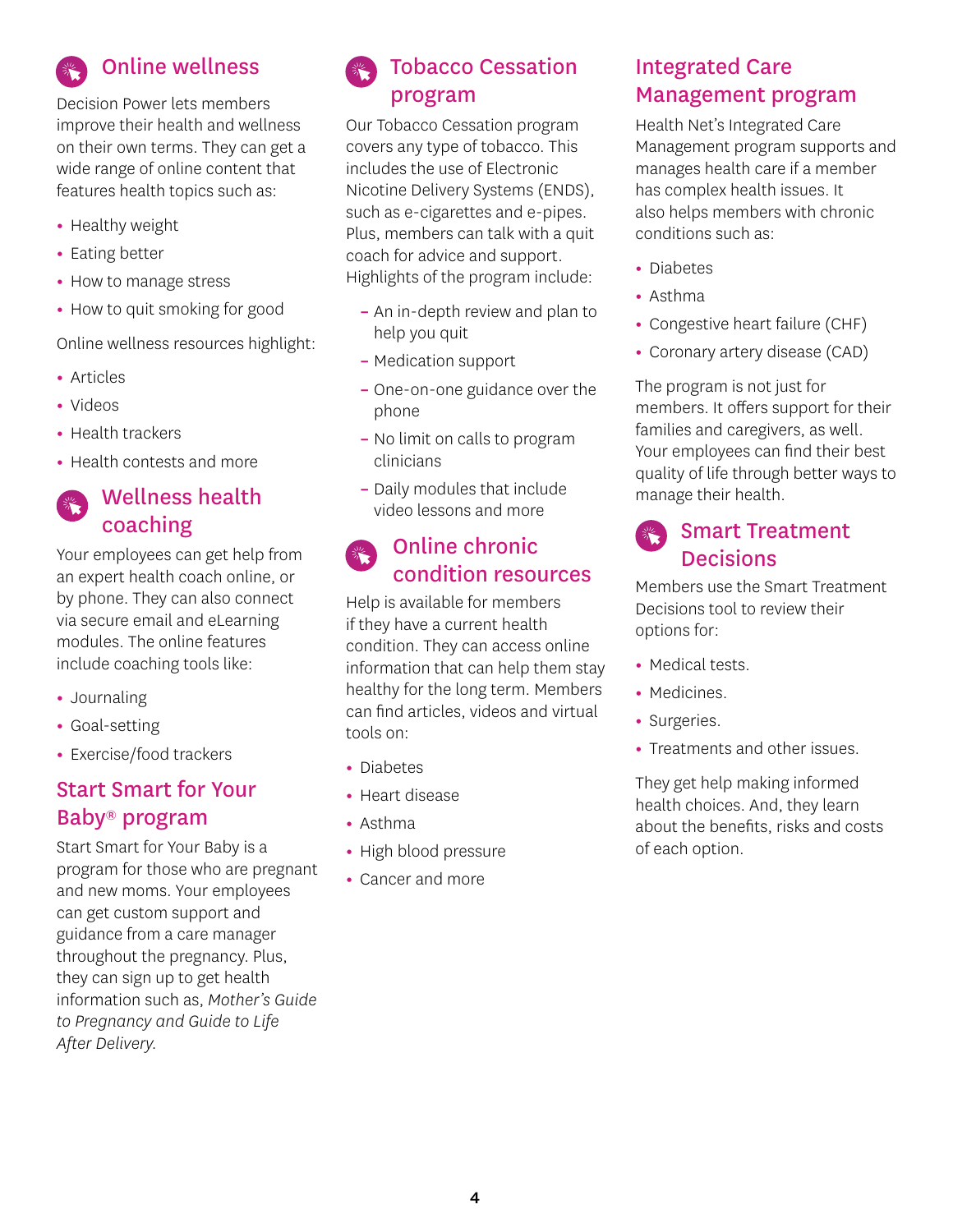## Online wellness

Decision Power lets members improve their health and wellness on their own terms. They can get a wide range of online content that features health topics such as:

- Healthy weight
- Eating better
- How to manage stress
- How to quit smoking for good

Online wellness resources highlight:

- Articles
- Videos
- Health trackers
- Health contests and more

## Wellness health coaching

Your employees can get help from an expert health coach online, or by phone. They can also connect via secure email and eLearning modules. The online features include coaching tools like:

- Journaling
- Goal-setting
- Exercise/food trackers

## Start Smart for Your Baby® program

Start Smart for Your Baby is a program for those who are pregnant and new moms. Your employees can get custom support and guidance from a care manager throughout the pregnancy. Plus, they can sign up to get health information such as, *Mother's Guide to Pregnancy and Guide to Life After Delivery.*

## Tobacco Cessation program

Our Tobacco Cessation program covers any type of tobacco. This includes the use of Electronic Nicotine Delivery Systems (ENDS), such as e-cigarettes and e-pipes. Plus, members can talk with a quit coach for advice and support. Highlights of the program include:

- An in-depth review and plan to help you quit
- Medication support
- One-on-one guidance over the phone
- No limit on calls to program clinicians
- Daily modules that include video lessons and more

## Online chronic condition resources

Help is available for members if they have a current health condition. They can access online information that can help them stay healthy for the long term. Members can find articles, videos and virtual tools on:

- Diabetes
- Heart disease
- Asthma
- High blood pressure
- Cancer and more

## Integrated Care Management program

Health Net's Integrated Care Management program supports and manages health care if a member has complex health issues. It also helps members with chronic conditions such as:

- Diabetes
- Asthma
- Congestive heart failure (CHF)
- Coronary artery disease (CAD)

The program is not just for members. It offers support for their families and caregivers, as well. Your employees can find their best quality of life through better ways to manage their health.

## Smart Treatment Decisions

Members use the Smart Treatment Decisions tool to review their options for:

- Medical tests.
- Medicines.
- Surgeries.
- Treatments and other issues.

They get help making informed health choices. And, they learn about the benefits, risks and costs of each option.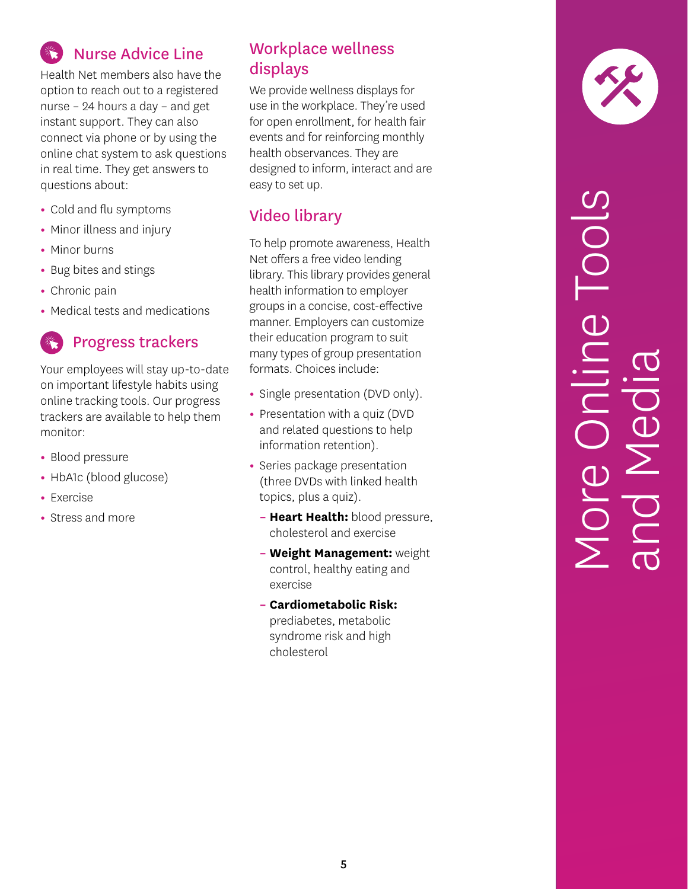# More Online Tools and Media

## Nurse Advice Line

Health Net members also have the option to reach out to a registered nurse – 24 hours a day – and get instant support. They can also connect via phone or by using the online chat system to ask questions in real time. They get answers to questions about:

- Cold and flu symptoms
- Minor illness and injury
- Minor burns
- Bug bites and stings
- Chronic pain
- Medical tests and medications

## Progress trackers

Your employees will stay up-to-date on important lifestyle habits using online tracking tools. Our progress trackers are available to help them monitor:

- Blood pressure
- HbA1c (blood glucose)
- Exercise
- Stress and more

## Workplace wellness displays

We provide wellness displays for use in the workplace. They're used for open enrollment, for health fair events and for reinforcing monthly health observances. They are designed to inform, interact and are easy to set up.

## Video library

To help promote awareness, Health Net offers a free video lending library. This library provides general health information to employer groups in a concise, cost-effective manner. Employers can customize their education program to suit many types of group presentation formats. Choices include:

- Single presentation (DVD only).
- Presentation with a quiz (DVD and related questions to help information retention).
- Series package presentation (three DVDs with linked health topics, plus a quiz).
  - **Heart Health:** blood pressure, cholesterol and exercise
  - **Weight Management:** weight control, healthy eating and exercise
  - **Cardiometabolic Risk:** prediabetes, metabolic syndrome risk and high cholesterol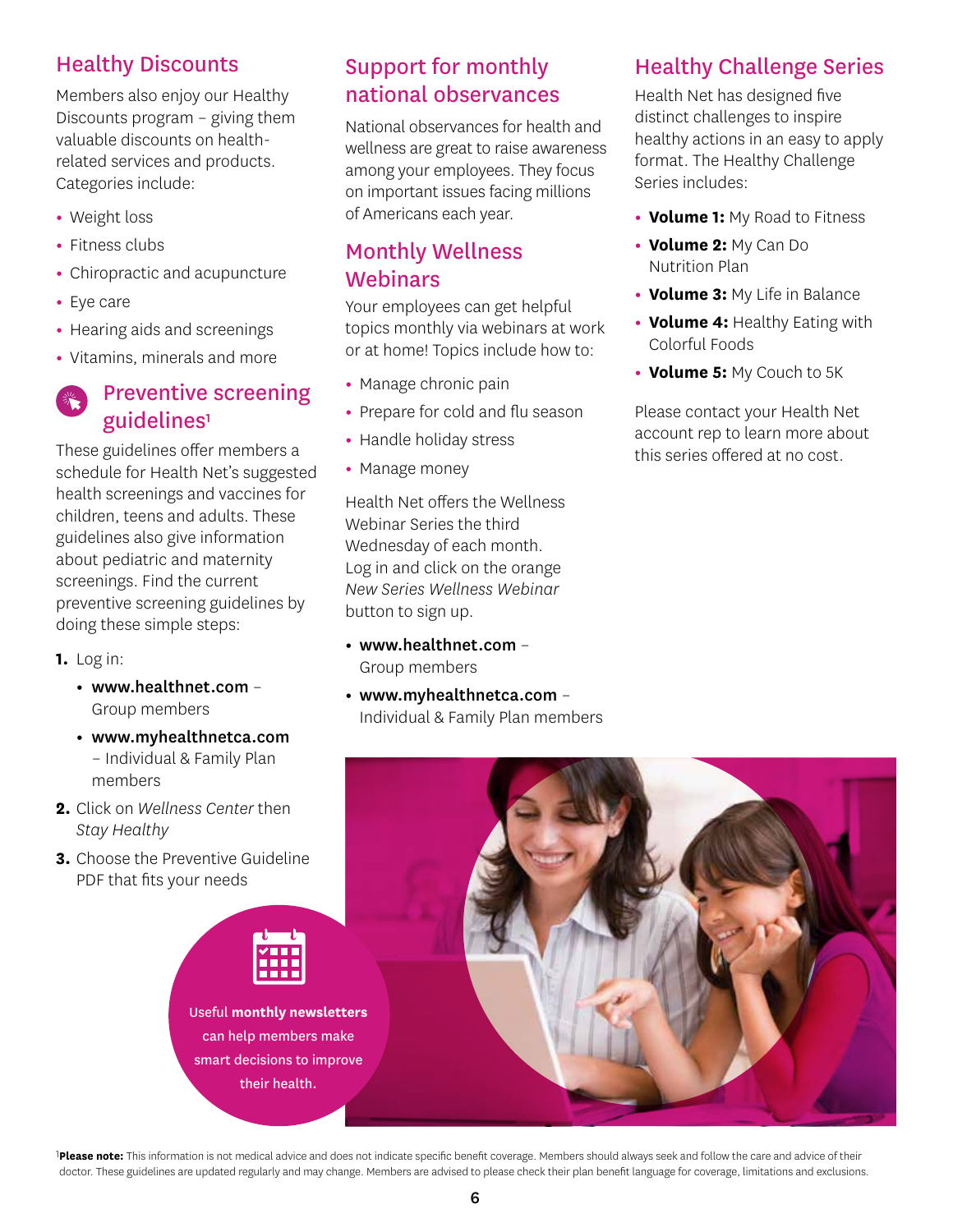## Healthy Discounts

Members also enjoy our Healthy Discounts program – giving them valuable discounts on health-related services and products. Categories include:

- Weight loss
- Fitness clubs
- Chiropractic and acupuncture
- Eye care
- Hearing aids and screenings
- Vitamins, minerals and more

## Preventive screening guidelines[1]

These guidelines offer members a schedule for Health Net's suggested health screenings and vaccines for children, teens and adults. These guidelines also give information about pediatric and maternity screenings. Find the current preventive screening guidelines by doing these simple steps:

1. Log in:
   - **www.healthnet.com** – Group members
   - **www.myhealthnetca.com** – Individual & Family Plan members
2. Click on *Wellness Center* then *Stay Healthy*
3. Choose the Preventive Guideline PDF that fits your needs

Useful **monthly newsletters** can help members make smart decisions to improve their health.

## Support for monthly national observances

National observances for health and wellness are great to raise awareness among your employees. They focus on important issues facing millions of Americans each year.

## Monthly Wellness Webinars

Your employees can get helpful topics monthly via webinars at work or at home! Topics include how to:

- Manage chronic pain
- Prepare for cold and flu season
- Handle holiday stress
- Manage money

Health Net offers the Wellness Webinar Series the third Wednesday of each month. Log in and click on the orange *New Series Wellness Webinar* button to sign up.

- **www.healthnet.com** – Group members
- **www.myhealthnetca.com** – Individual & Family Plan members

## Healthy Challenge Series

Health Net has designed five distinct challenges to inspire healthy actions in an easy to apply format. The Healthy Challenge Series includes:

- **Volume 1:** My Road to Fitness
- **Volume 2:** My Can Do Nutrition Plan
- **Volume 3:** My Life in Balance
- **Volume 4:** Healthy Eating with Colorful Foods
- **Volume 5:** My Couch to 5K

Please contact your Health Net account rep to learn more about this series offered at no cost.

[1]**Please note:** This information is not medical advice and does not indicate specific benefit coverage. Members should always seek and follow the care and advice of their doctor. These guidelines are updated regularly and may change. Members are advised to please check their plan benefit language for coverage, limitations and exclusions.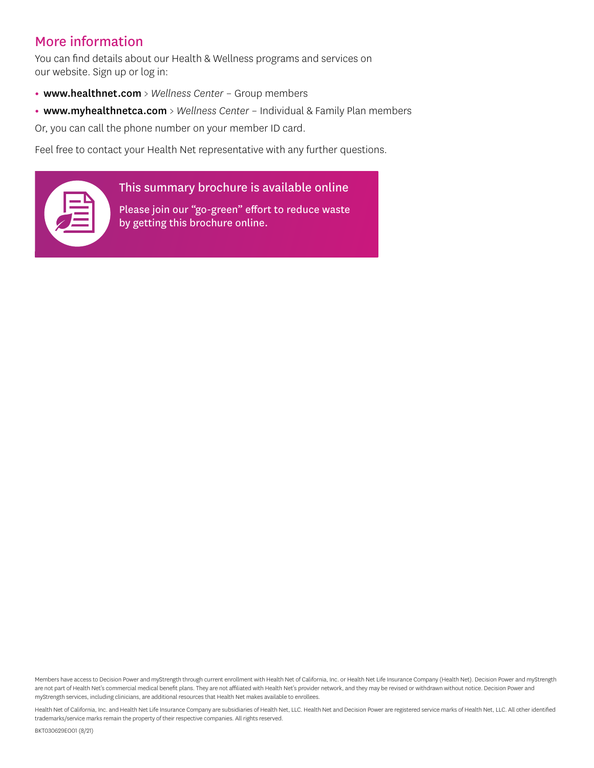## More information

You can find details about our Health & Wellness programs and services on our website. Sign up or log in:

- **www.healthnet.com** > *Wellness Center* – Group members
- **www.myhealthnetca.com** > *Wellness Center* – Individual & Family Plan members

Or, you can call the phone number on your member ID card.

Feel free to contact your Health Net representative with any further questions.

### This summary brochure is available online

Please join our "go-green" effort to reduce waste by getting this brochure online.

Members have access to Decision Power and myStrength through current enrollment with Health Net of California, Inc. or Health Net Life Insurance Company (Health Net). Decision Power and myStrength are not part of Health Net's commercial medical benefit plans. They are not affiliated with Health Net's provider network, and they may be revised or withdrawn without notice. Decision Power and myStrength services, including clinicians, are additional resources that Health Net makes available to enrollees.

Health Net of California, Inc. and Health Net Life Insurance Company are subsidiaries of Health Net, LLC. Health Net and Decision Power are registered service marks of Health Net, LLC. All other identified trademarks/service marks remain the property of their respective companies. All rights reserved.

BKT030629EO01 (8/21)